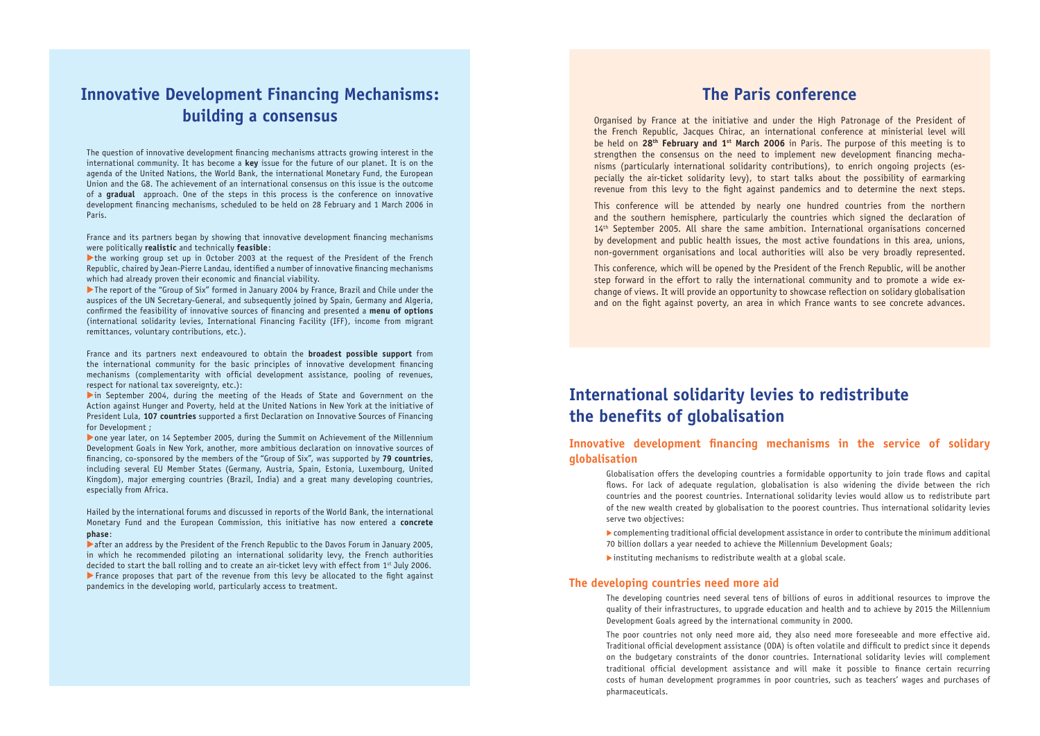## Innovative Development Financing Mechanisms: building a consensus

The question of innovative development financing mechanisms attracts growing interest in the international community. It has become a **key** issue for the future of our planet. It is on the agenda of the United Nations, the World Bank, the international Monetary Fund, the European Union and the G8. The achievement of an international consensus on this issue is the outcome of a **gradual** approach. One of the steps in this process is the conference on innovative development financing mechanisms, scheduled to be held on 28 February and 1 March 2006 in Paris.

France and its partners began by showing that innovative development financing mechanisms were politically **realistic** and technically **feasible**:

- the working group set up in October 2003 at the request of the President of the French Republic, chaired by Jean-Pierre Landau, identified a number of innovative financing mechanisms which had already proven their economic and financial viability.
- The report of the "Group of Six" formed in January 2004 by France, Brazil and Chile under the auspices of the UN Secretary-General, and subsequently joined by Spain, Germany and Algeria, confirmed the feasibility of innovative sources of financing and presented a **menu of options** (international solidarity levies, International Financing Facility (IFF), income from migrant remittances, voluntary contributions, etc.).

France and its partners next endeavoured to obtain the **broadest possible support** from the international community for the basic principles of innovative development financing mechanisms (complementarity with official development assistance, pooling of revenues, respect for national tax sovereignty, etc.):

- in September 2004, during the meeting of the Heads of State and Government on the Action against Hunger and Poverty, held at the United Nations in New York at the initiative of President Lula, **107 countries** supported a first Declaration on Innovative Sources of Financing for Development ;
- one year later, on 14 September 2005, during the Summit on Achievement of the Millennium Development Goals in New York, another, more ambitious declaration on innovative sources of financing, co-sponsored by the members of the "Group of Six", was supported by **79 countries**, including several EU Member States (Germany, Austria, Spain, Estonia, Luxembourg, United Kingdom), major emerging countries (Brazil, India) and a great many developing countries, especially from Africa.

Hailed by the international forums and discussed in reports of the World Bank, the international Monetary Fund and the European Commission, this initiative has now entered a **concrete phase**:

- after an address by the President of the French Republic to the Davos Forum in January 2005, in which he recommended piloting an international solidarity levy, the French authorities decided to start the ball rolling and to create an air-ticket levy with effect from 1st July 2006.
- France proposes that part of the revenue from this levy be allocated to the fight against pandemics in the developing world, particularly access to treatment.

## The Paris conference

Organised by France at the initiative and under the High Patronage of the President of the French Republic, Jacques Chirac, an international conference at ministerial level will be held on **28th February and 1st March 2006** in Paris. The purpose of this meeting is to strengthen the consensus on the need to implement new development financing mechanisms (particularly international solidarity contributions), to enrich ongoing projects (especially the air-ticket solidarity levy), to start talks about the possibility of earmarking revenue from this levy to the fight against pandemics and to determine the next steps.

This conference will be attended by nearly one hundred countries from the northern and the southern hemisphere, particularly the countries which signed the declaration of 14th September 2005. All share the same ambition. International organisations concerned by development and public health issues, the most active foundations in this area, unions, non-government organisations and local authorities will also be very broadly represented.

This conference, which will be opened by the President of the French Republic, will be another step forward in the effort to rally the international community and to promote a wide exchange of views. It will provide an opportunity to showcase reflection on solidary globalisation and on the fight against poverty, an area in which France wants to see concrete advances.

## International solidarity levies to redistribute the benefits of globalisation

### Innovative development financing mechanisms in the service of solidary globalisation

Globalisation offers the developing countries a formidable opportunity to join trade flows and capital flows. For lack of adequate regulation, globalisation is also widening the divide between the rich countries and the poorest countries. International solidarity levies would allow us to redistribute part of the new wealth created by globalisation to the poorest countries. Thus international solidarity levies serve two objectives:

- complementing traditional official development assistance in order to contribute the minimum additional 70 billion dollars a year needed to achieve the Millennium Development Goals;
- instituting mechanisms to redistribute wealth at a global scale.

### The developing countries need more aid

The developing countries need several tens of billions of euros in additional resources to improve the quality of their infrastructures, to upgrade education and health and to achieve by 2015 the Millennium Development Goals agreed by the international community in 2000.

The poor countries not only need more aid, they also need more foreseeable and more effective aid. Traditional official development assistance (ODA) is often volatile and difficult to predict since it depends on the budgetary constraints of the donor countries. International solidarity levies will complement traditional official development assistance and will make it possible to finance certain recurring costs of human development programmes in poor countries, such as teachers' wages and purchases of pharmaceuticals.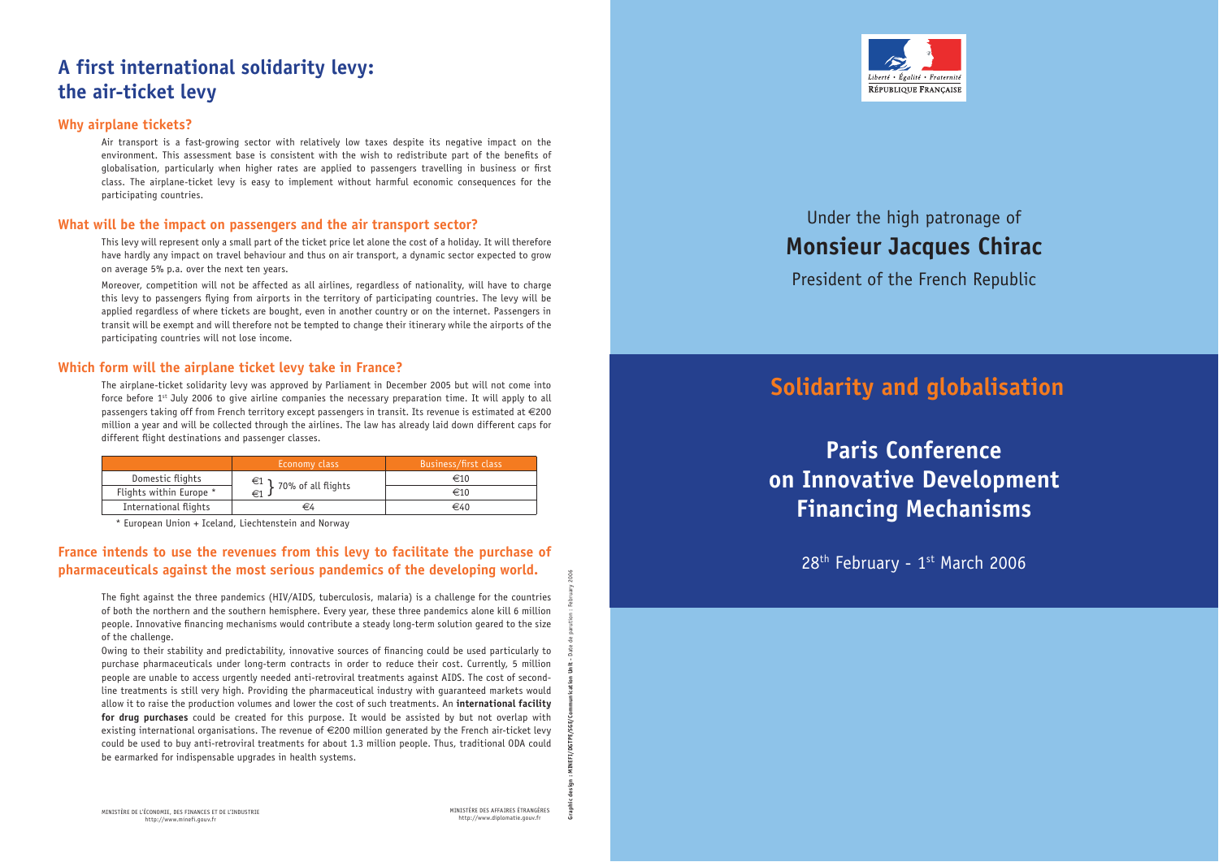# A first international solidarity levy: the air-ticket levy

## Why airplane tickets?

Air transport is a fast-growing sector with relatively low taxes despite its negative impact on the environment. This assessment base is consistent with the wish to redistribute part of the benefits of globalisation, particularly when higher rates are applied to passengers travelling in business or first class. The airplane-ticket levy is easy to implement without harmful economic consequences for the participating countries.

## What will be the impact on passengers and the air transport sector?

This levy will represent only a small part of the ticket price let alone the cost of a holiday. It will therefore have hardly any impact on travel behaviour and thus on air transport, a dynamic sector expected to grow on average 5% p.a. over the next ten years.

Moreover, competition will not be affected as all airlines, regardless of nationality, will have to charge this levy to passengers flying from airports in the territory of participating countries. The levy will be applied regardless of where tickets are bought, even in another country or on the internet. Passengers in transit will be exempt and will therefore not be tempted to change their itinerary while the airports of the participating countries will not lose income.

## Which form will the airplane ticket levy take in France?

The airplane-ticket solidarity levy was approved by Parliament in December 2005 but will not come into force before 1st July 2006 to give airline companies the necessary preparation time. It will apply to all passengers taking off from French territory except passengers in transit. Its revenue is estimated at €200 million a year and will be collected through the airlines. The law has already laid down different caps for different flight destinations and passenger classes.

| | Economy class | Business/first class |
|---|---|---|
| Domestic flights | €1 } 70% of all flights | €10 |
| Flights within Europe * | €1 | €10 |
| International flights | €4 | €40 |

\* European Union + Iceland, Liechtenstein and Norway

## France intends to use the revenues from this levy to facilitate the purchase of pharmaceuticals against the most serious pandemics of the developing world.

The fight against the three pandemics (HIV/AIDS, tuberculosis, malaria) is a challenge for the countries of both the northern and the southern hemisphere. Every year, these three pandemics alone kill 6 million people. Innovative financing mechanisms would contribute a steady long-term solution geared to the size of the challenge.

Owing to their stability and predictability, innovative sources of financing could be used particularly to purchase pharmaceuticals under long-term contracts in order to reduce their cost. Currently, 5 million people are unable to access urgently needed anti-retroviral treatments against AIDS. The cost of second-line treatments is still very high. Providing the pharmaceutical industry with guaranteed markets would allow it to raise the production volumes and lower the cost of such treatments. An **international facility for drug purchases** could be created for this purpose. It would be assisted by but not overlap with existing international organisations. The revenue of €200 million generated by the French air-ticket levy could be used to buy anti-retroviral treatments for about 1.3 million people. Thus, traditional ODA could be earmarked for indispensable upgrades in health systems.

MINISTÈRE DE L'ÉCONOMIE, DES FINANCES ET DE L'INDUSTRIE
http://www.minefi.gouv.fr

MINISTÈRE DES AFFAIRES ÉTRANGÈRES
http://www.diplomatie.gouv.fr

**Graphic design : MINEFI/DGTPE/SGE/Communication Unit** – Date de parution : February 2006

Liberté • Égalité • Fraternité
RÉPUBLIQUE FRANÇAISE

Under the high patronage of
**Monsieur Jacques Chirac**
President of the French Republic

# Solidarity and globalisation

# Paris Conference on Innovative Development Financing Mechanisms

28th February - 1st March 2006